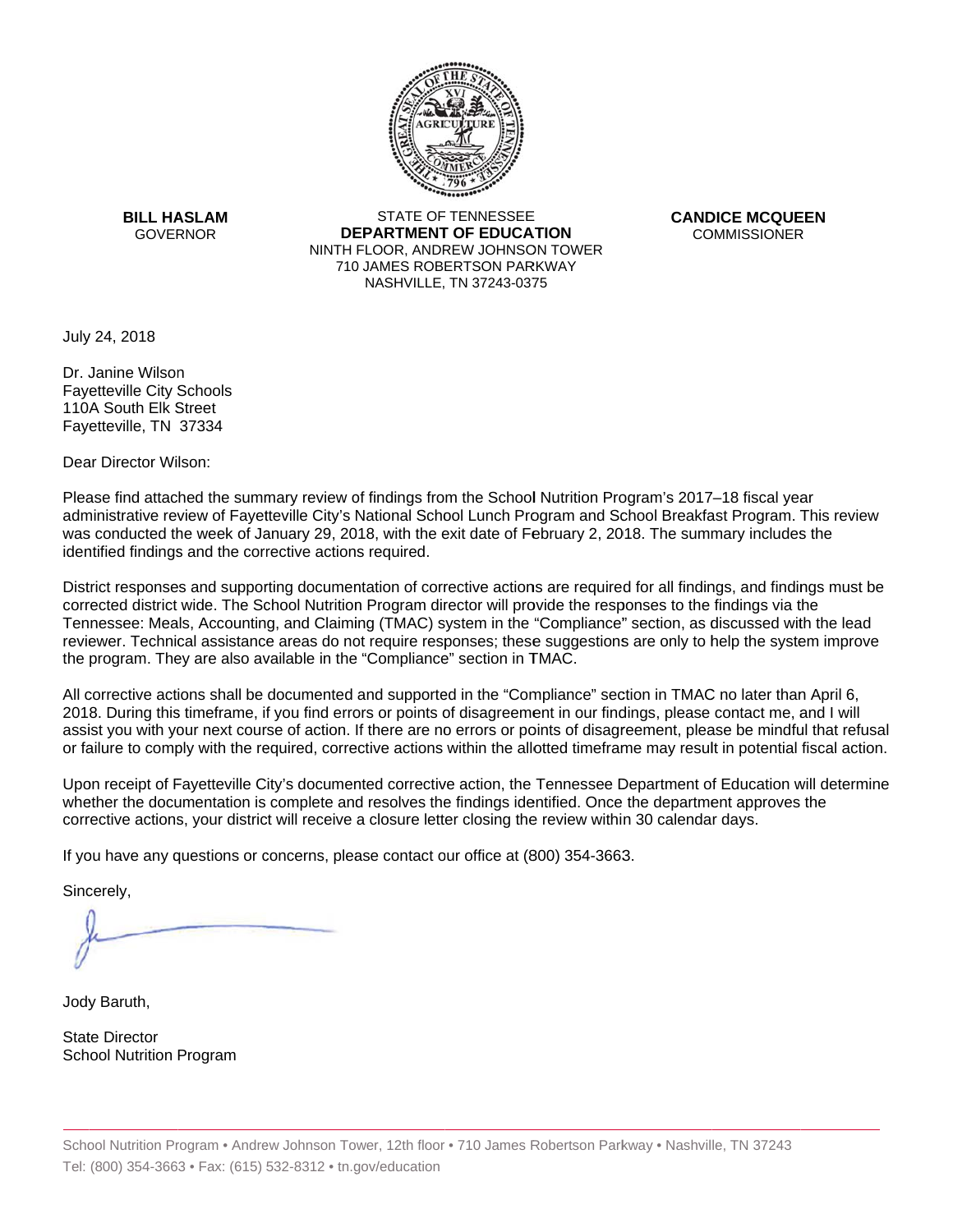**BILL HASLAM**
GOVERNOR

STATE OF TENNESSEE
**DEPARTMENT OF EDUCATION**
NINTH FLOOR, ANDREW JOHNSON TOWER
710 JAMES ROBERTSON PARKWAY
NASHVILLE, TN 37243-0375

**CANDICE MCQUEEN**
COMMISSIONER

July 24, 2018

Dr. Janine Wilson
Fayetteville City Schools
110A South Elk Street
Fayetteville, TN 37334

Dear Director Wilson:

Please find attached the summary review of findings from the School Nutrition Program's 2017–18 fiscal year administrative review of Fayetteville City's National School Lunch Program and School Breakfast Program. This review was conducted the week of January 29, 2018, with the exit date of February 2, 2018. The summary includes the identified findings and the corrective actions required.

District responses and supporting documentation of corrective actions are required for all findings, and findings must be corrected district wide. The School Nutrition Program director will provide the responses to the findings via the Tennessee: Meals, Accounting, and Claiming (TMAC) system in the "Compliance" section, as discussed with the lead reviewer. Technical assistance areas do not require responses; these suggestions are only to help the system improve the program. They are also available in the "Compliance" section in TMAC.

All corrective actions shall be documented and supported in the "Compliance" section in TMAC no later than April 6, 2018. During this timeframe, if you find errors or points of disagreement in our findings, please contact me, and I will assist you with your next course of action. If there are no errors or points of disagreement, please be mindful that refusal or failure to comply with the required, corrective actions within the allotted timeframe may result in potential fiscal action.

Upon receipt of Fayetteville City's documented corrective action, the Tennessee Department of Education will determine whether the documentation is complete and resolves the findings identified. Once the department approves the corrective actions, your district will receive a closure letter closing the review within 30 calendar days.

If you have any questions or concerns, please contact our office at (800) 354-3663.

Sincerely,

Jody Baruth,

State Director
School Nutrition Program

School Nutrition Program • Andrew Johnson Tower, 12th floor • 710 James Robertson Parkway • Nashville, TN 37243
Tel: (800) 354-3663 • Fax: (615) 532-8312 • tn.gov/education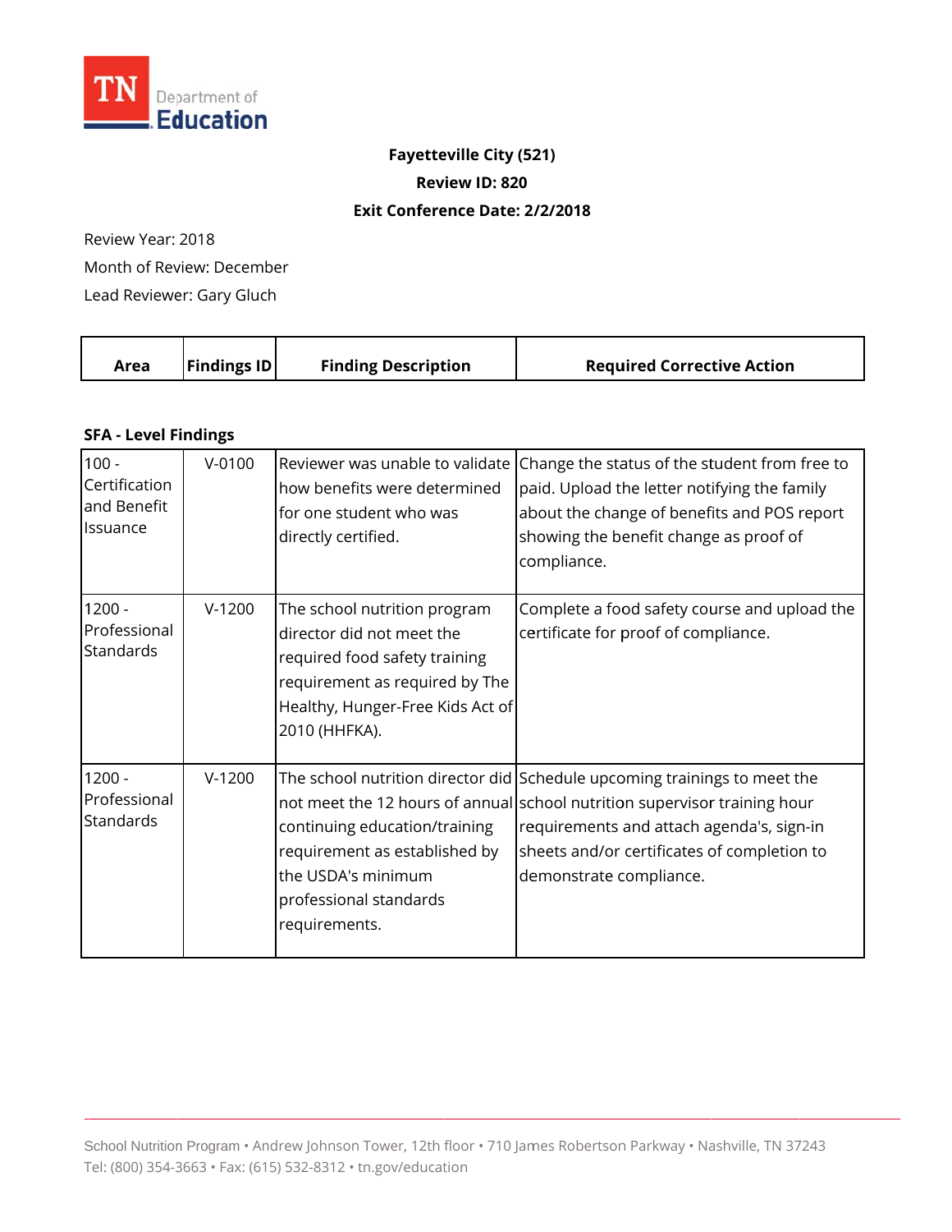TN Department of Education

**Fayetteville City (521)**

**Review ID: 820**

**Exit Conference Date: 2/2/2018**

Review Year: 2018

Month of Review: December

Lead Reviewer: Gary Gluch

| Area | Findings ID | Finding Description | Required Corrective Action |
|---|---|---|---|
| **SFA - Level Findings** | | | |
| 100 - Certification and Benefit Issuance | V-0100 | Reviewer was unable to validate how benefits were determined for one student who was directly certified. | Change the status of the student from free to paid. Upload the letter notifying the family about the change of benefits and POS report showing the benefit change as proof of compliance. |
| 1200 - Professional Standards | V-1200 | The school nutrition program director did not meet the required food safety training requirement as required by The Healthy, Hunger-Free Kids Act of 2010 (HHFKA). | Complete a food safety course and upload the certificate for proof of compliance. |
| 1200 - Professional Standards | V-1200 | The school nutrition director did not meet the 12 hours of annual continuing education/training requirement as established by the USDA's minimum professional standards requirements. | Schedule upcoming trainings to meet the school nutrition supervisor training hour requirements and attach agenda's, sign-in sheets and/or certificates of completion to demonstrate compliance. |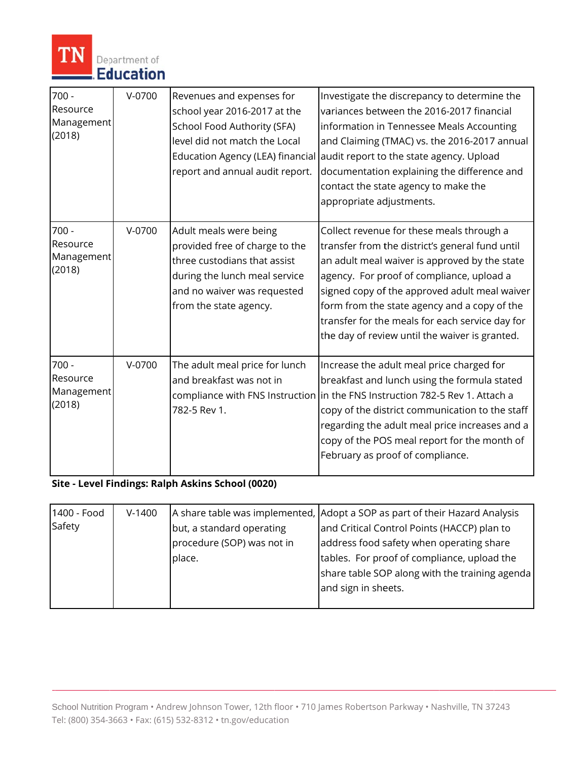| | | | |
|---|---|---|---|
| 700 - Resource Management (2018) | V-0700 | Revenues and expenses for school year 2016-2017 at the School Food Authority (SFA) level did not match the Local Education Agency (LEA) financial report and annual audit report. | Investigate the discrepancy to determine the variances between the 2016-2017 financial information in Tennessee Meals Accounting and Claiming (TMAC) vs. the 2016-2017 annual audit report to the state agency. Upload documentation explaining the difference and contact the state agency to make the appropriate adjustments. |
| 700 - Resource Management (2018) | V-0700 | Adult meals were being provided free of charge to the three custodians that assist during the lunch meal service and no waiver was requested from the state agency. | Collect revenue for these meals through a transfer from the district's general fund until an adult meal waiver is approved by the state agency. For proof of compliance, upload a signed copy of the approved adult meal waiver form from the state agency and a copy of the transfer for the meals for each service day for the day of review until the waiver is granted. |
| 700 - Resource Management (2018) | V-0700 | The adult meal price for lunch and breakfast was not in compliance with FNS Instruction 782-5 Rev 1. | Increase the adult meal price charged for breakfast and lunch using the formula stated in the FNS Instruction 782-5 Rev 1. Attach a copy of the district communication to the staff regarding the adult meal price increases and a copy of the POS meal report for the month of February as proof of compliance. |

**Site - Level Findings: Ralph Askins School (0020)**

| | | | |
|---|---|---|---|
| 1400 - Food Safety | V-1400 | A share table was implemented, but, a standard operating procedure (SOP) was not in place. | Adopt a SOP as part of their Hazard Analysis and Critical Control Points (HACCP) plan to address food safety when operating share tables. For proof of compliance, upload the share table SOP along with the training agenda and sign in sheets. |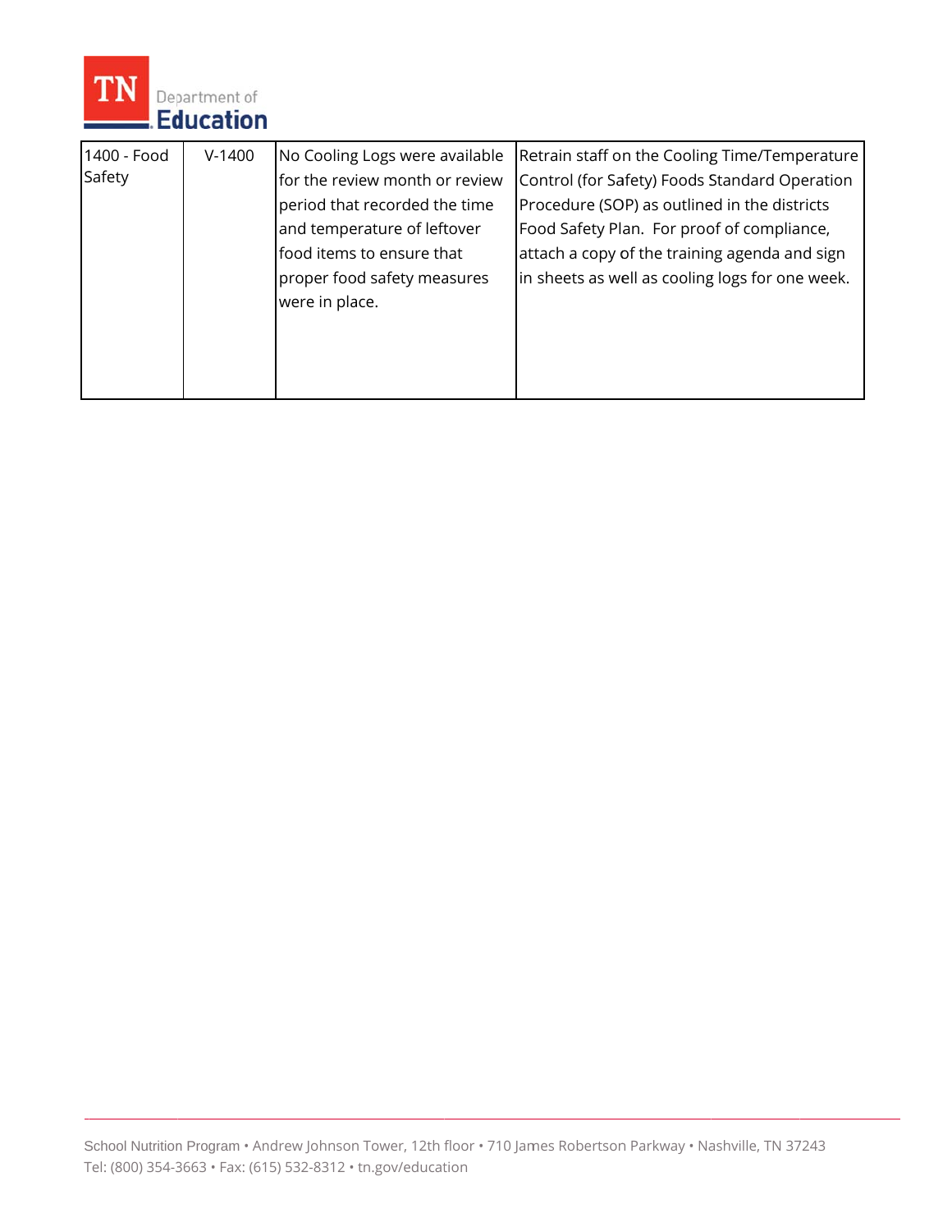| | | | |
|---|---|---|---|
| 1400 - Food Safety | V-1400 | No Cooling Logs were available for the review month or review period that recorded the time and temperature of leftover food items to ensure that proper food safety measures were in place. | Retrain staff on the Cooling Time/Temperature Control (for Safety) Foods Standard Operation Procedure (SOP) as outlined in the districts Food Safety Plan. For proof of compliance, attach a copy of the training agenda and sign in sheets as well as cooling logs for one week. |